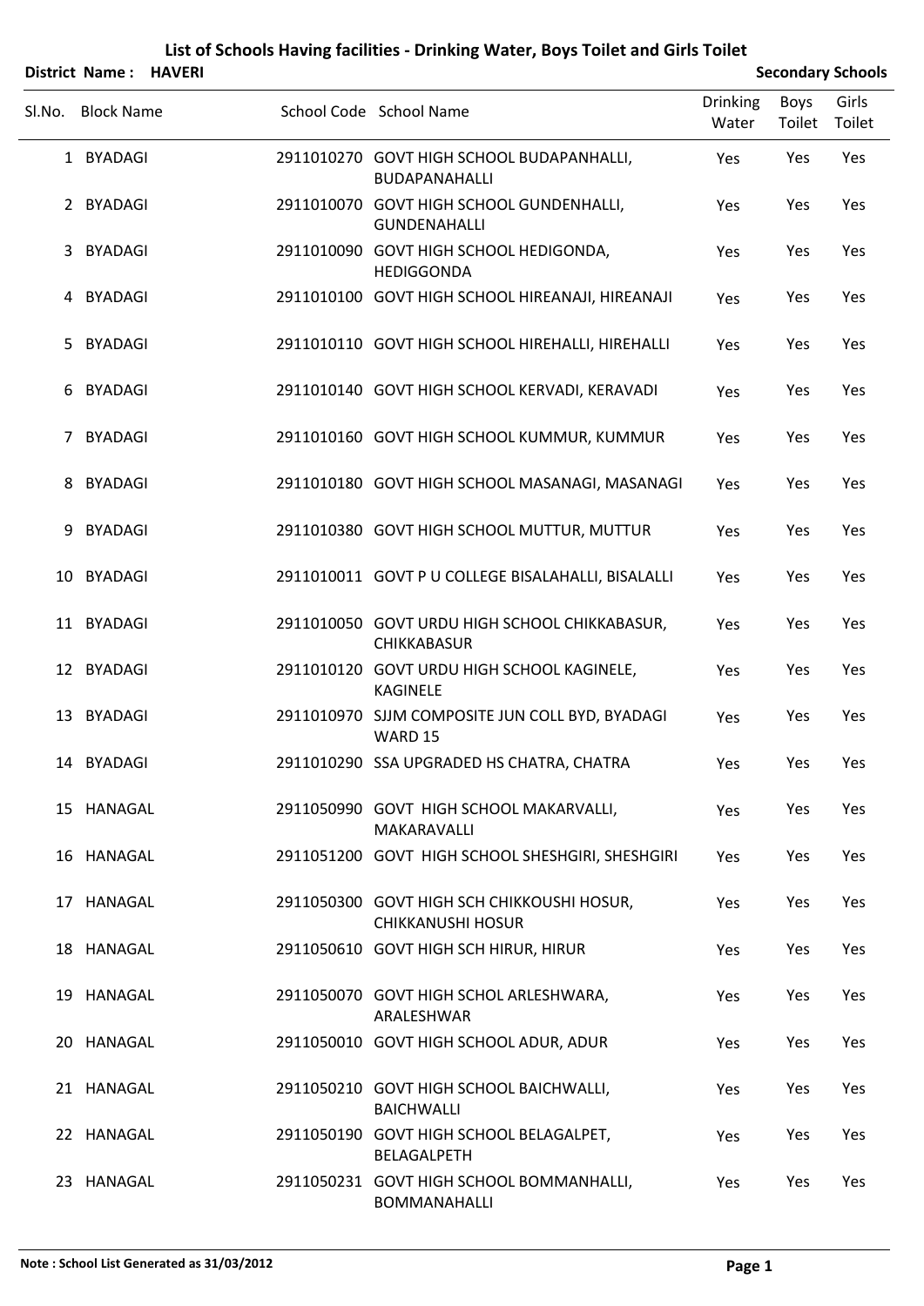# List of Schools Having facilities - Drinking Water, Boys Toilet and Girls Toilet

**District Name : HAVERI** **Secondary Schools**

| Sl.No. | Block Name | School Code | School Name | Drinking Water | Boys Toilet | Girls Toilet |
|---|---|---|---|---|---|---|
| 1 | BYADAGI | 2911010270 | GOVT HIGH SCHOOL BUDAPANHALLI, BUDAPANAHALLI | Yes | Yes | Yes |
| 2 | BYADAGI | 2911010070 | GOVT HIGH SCHOOL GUNDENHALLI, GUNDENAHALLI | Yes | Yes | Yes |
| 3 | BYADAGI | 2911010090 | GOVT HIGH SCHOOL HEDIGONDA, HEDIGGONDA | Yes | Yes | Yes |
| 4 | BYADAGI | 2911010100 | GOVT HIGH SCHOOL HIREANAJI, HIREANAJI | Yes | Yes | Yes |
| 5 | BYADAGI | 2911010110 | GOVT HIGH SCHOOL HIREHALLI, HIREHALLI | Yes | Yes | Yes |
| 6 | BYADAGI | 2911010140 | GOVT HIGH SCHOOL KERVADI, KERAVADI | Yes | Yes | Yes |
| 7 | BYADAGI | 2911010160 | GOVT HIGH SCHOOL KUMMUR, KUMMUR | Yes | Yes | Yes |
| 8 | BYADAGI | 2911010180 | GOVT HIGH SCHOOL MASANAGI, MASANAGI | Yes | Yes | Yes |
| 9 | BYADAGI | 2911010380 | GOVT HIGH SCHOOL MUTTUR, MUTTUR | Yes | Yes | Yes |
| 10 | BYADAGI | 2911010011 | GOVT P U COLLEGE BISALAHALLI, BISALALLI | Yes | Yes | Yes |
| 11 | BYADAGI | 2911010050 | GOVT URDU HIGH SCHOOL CHIKKABASUR, CHIKKABASUR | Yes | Yes | Yes |
| 12 | BYADAGI | 2911010120 | GOVT URDU HIGH SCHOOL KAGINELE, KAGINELE | Yes | Yes | Yes |
| 13 | BYADAGI | 2911010970 | SJJM COMPOSITE JUN COLL BYD, BYADAGI WARD 15 | Yes | Yes | Yes |
| 14 | BYADAGI | 2911010290 | SSA UPGRADED HS CHATRA, CHATRA | Yes | Yes | Yes |
| 15 | HANAGAL | 2911050990 | GOVT HIGH SCHOOL MAKARVALLI, MAKARAVALLI | Yes | Yes | Yes |
| 16 | HANAGAL | 2911051200 | GOVT HIGH SCHOOL SHESHGIRI, SHESHGIRI | Yes | Yes | Yes |
| 17 | HANAGAL | 2911050300 | GOVT HIGH SCH CHIKKOUSHI HOSUR, CHIKKANUSHI HOSUR | Yes | Yes | Yes |
| 18 | HANAGAL | 2911050610 | GOVT HIGH SCH HIRUR, HIRUR | Yes | Yes | Yes |
| 19 | HANAGAL | 2911050070 | GOVT HIGH SCHOL ARLESHWARA, ARALESHWAR | Yes | Yes | Yes |
| 20 | HANAGAL | 2911050010 | GOVT HIGH SCHOOL ADUR, ADUR | Yes | Yes | Yes |
| 21 | HANAGAL | 2911050210 | GOVT HIGH SCHOOL BAICHWALLI, BAICHWALLI | Yes | Yes | Yes |
| 22 | HANAGAL | 2911050190 | GOVT HIGH SCHOOL BELAGALPET, BELAGALPETH | Yes | Yes | Yes |
| 23 | HANAGAL | 2911050231 | GOVT HIGH SCHOOL BOMMANHALLI, BOMMANAHALLI | Yes | Yes | Yes |

**Note : School List Generated as 31/03/2012**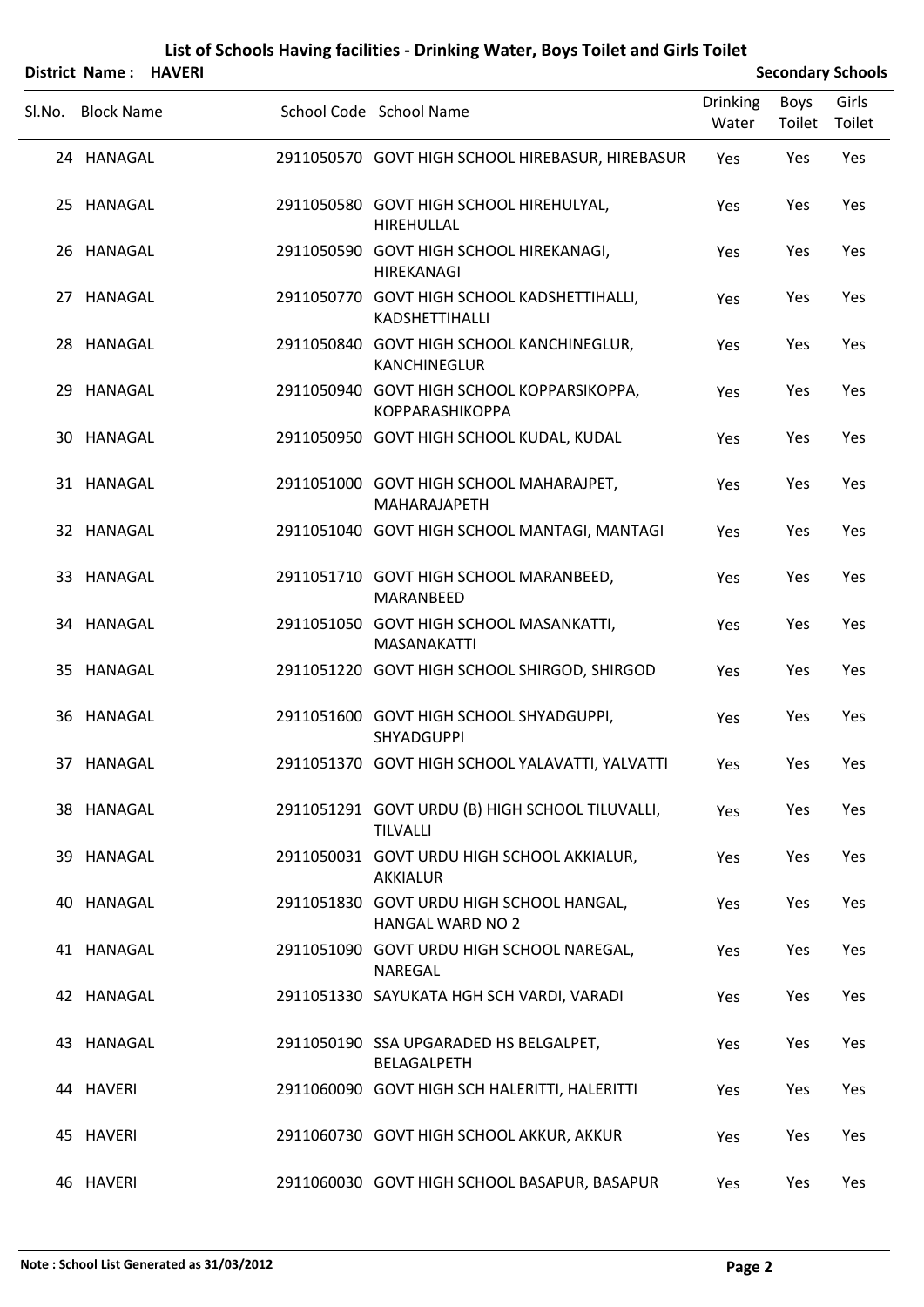## List of Schools Having facilities - Drinking Water, Boys Toilet and Girls Toilet

**District Name : HAVERI** **Secondary Schools**

| Sl.No. | Block Name | School Code | School Name | Drinking Water | Boys Toilet | Girls Toilet |
|---|---|---|---|---|---|---|
| 24 | HANAGAL | 2911050570 | GOVT HIGH SCHOOL HIREBASUR, HIREBASUR | Yes | Yes | Yes |
| 25 | HANAGAL | 2911050580 | GOVT HIGH SCHOOL HIREHULYAL, HIREHULLAL | Yes | Yes | Yes |
| 26 | HANAGAL | 2911050590 | GOVT HIGH SCHOOL HIREKANAGI, HIREKANAGI | Yes | Yes | Yes |
| 27 | HANAGAL | 2911050770 | GOVT HIGH SCHOOL KADSHETTIHALLI, KADSHETTIHALLI | Yes | Yes | Yes |
| 28 | HANAGAL | 2911050840 | GOVT HIGH SCHOOL KANCHINEGLUR, KANCHINEGLUR | Yes | Yes | Yes |
| 29 | HANAGAL | 2911050940 | GOVT HIGH SCHOOL KOPPARSIKOPPA, KOPPARASHIKOPPA | Yes | Yes | Yes |
| 30 | HANAGAL | 2911050950 | GOVT HIGH SCHOOL KUDAL, KUDAL | Yes | Yes | Yes |
| 31 | HANAGAL | 2911051000 | GOVT HIGH SCHOOL MAHARAJPET, MAHARAJAPETH | Yes | Yes | Yes |
| 32 | HANAGAL | 2911051040 | GOVT HIGH SCHOOL MANTAGI, MANTAGI | Yes | Yes | Yes |
| 33 | HANAGAL | 2911051710 | GOVT HIGH SCHOOL MARANBEED, MARANBEED | Yes | Yes | Yes |
| 34 | HANAGAL | 2911051050 | GOVT HIGH SCHOOL MASANKATTI, MASANAKATTI | Yes | Yes | Yes |
| 35 | HANAGAL | 2911051220 | GOVT HIGH SCHOOL SHIRGOD, SHIRGOD | Yes | Yes | Yes |
| 36 | HANAGAL | 2911051600 | GOVT HIGH SCHOOL SHYADGUPPI, SHYADGUPPI | Yes | Yes | Yes |
| 37 | HANAGAL | 2911051370 | GOVT HIGH SCHOOL YALAVATTI, YALVATTI | Yes | Yes | Yes |
| 38 | HANAGAL | 2911051291 | GOVT URDU (B) HIGH SCHOOL TILUVALLI, TILVALLI | Yes | Yes | Yes |
| 39 | HANAGAL | 2911050031 | GOVT URDU HIGH SCHOOL AKKIALUR, AKKIALUR | Yes | Yes | Yes |
| 40 | HANAGAL | 2911051830 | GOVT URDU HIGH SCHOOL HANGAL, HANGAL WARD NO 2 | Yes | Yes | Yes |
| 41 | HANAGAL | 2911051090 | GOVT URDU HIGH SCHOOL NAREGAL, NAREGAL | Yes | Yes | Yes |
| 42 | HANAGAL | 2911051330 | SAYUKATA HGH SCH VARDI, VARADI | Yes | Yes | Yes |
| 43 | HANAGAL | 2911050190 | SSA UPGARADED HS BELGALPET, BELAGALPETH | Yes | Yes | Yes |
| 44 | HAVERI | 2911060090 | GOVT HIGH SCH HALERITTI, HALERITTI | Yes | Yes | Yes |
| 45 | HAVERI | 2911060730 | GOVT HIGH SCHOOL AKKUR, AKKUR | Yes | Yes | Yes |
| 46 | HAVERI | 2911060030 | GOVT HIGH SCHOOL BASAPUR, BASAPUR | Yes | Yes | Yes |

**Note : School List Generated as 31/03/2012**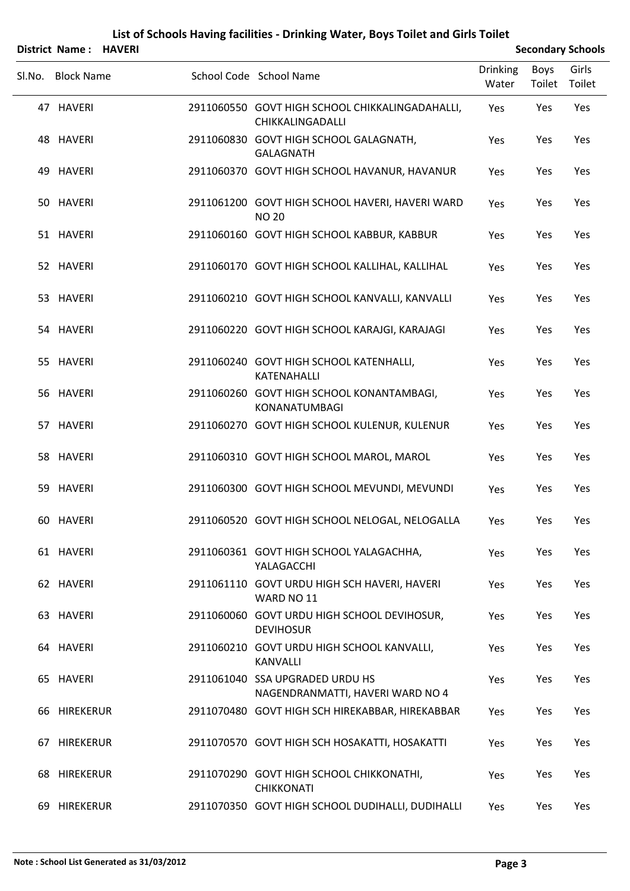# List of Schools Having facilities - Drinking Water, Boys Toilet and Girls Toilet

**District Name : HAVERI** | **Secondary Schools**

| Sl.No. | Block Name | School Code | School Name | Drinking Water | Boys Toilet | Girls Toilet |
|---|---|---|---|---|---|---|
| 47 | HAVERI | 2911060550 | GOVT HIGH SCHOOL CHIKKALINGADAHALLI, CHIKKALINGADALLI | Yes | Yes | Yes |
| 48 | HAVERI | 2911060830 | GOVT HIGH SCHOOL GALAGNATH, GALAGNATH | Yes | Yes | Yes |
| 49 | HAVERI | 2911060370 | GOVT HIGH SCHOOL HAVANUR, HAVANUR | Yes | Yes | Yes |
| 50 | HAVERI | 2911061200 | GOVT HIGH SCHOOL HAVERI, HAVERI WARD NO 20 | Yes | Yes | Yes |
| 51 | HAVERI | 2911060160 | GOVT HIGH SCHOOL KABBUR, KABBUR | Yes | Yes | Yes |
| 52 | HAVERI | 2911060170 | GOVT HIGH SCHOOL KALLIHAL, KALLIHAL | Yes | Yes | Yes |
| 53 | HAVERI | 2911060210 | GOVT HIGH SCHOOL KANVALLI, KANVALLI | Yes | Yes | Yes |
| 54 | HAVERI | 2911060220 | GOVT HIGH SCHOOL KARAJGI, KARAJAGI | Yes | Yes | Yes |
| 55 | HAVERI | 2911060240 | GOVT HIGH SCHOOL KATENHALLI, KATENAHALLI | Yes | Yes | Yes |
| 56 | HAVERI | 2911060260 | GOVT HIGH SCHOOL KONANTAMBAGI, KONANATUMBAGI | Yes | Yes | Yes |
| 57 | HAVERI | 2911060270 | GOVT HIGH SCHOOL KULENUR, KULENUR | Yes | Yes | Yes |
| 58 | HAVERI | 2911060310 | GOVT HIGH SCHOOL MAROL, MAROL | Yes | Yes | Yes |
| 59 | HAVERI | 2911060300 | GOVT HIGH SCHOOL MEVUNDI, MEVUNDI | Yes | Yes | Yes |
| 60 | HAVERI | 2911060520 | GOVT HIGH SCHOOL NELOGAL, NELOGALLA | Yes | Yes | Yes |
| 61 | HAVERI | 2911060361 | GOVT HIGH SCHOOL YALAGACHHA, YALAGACCHI | Yes | Yes | Yes |
| 62 | HAVERI | 2911061110 | GOVT URDU HIGH SCH HAVERI, HAVERI WARD NO 11 | Yes | Yes | Yes |
| 63 | HAVERI | 2911060060 | GOVT URDU HIGH SCHOOL DEVIHOSUR, DEVIHOSUR | Yes | Yes | Yes |
| 64 | HAVERI | 2911060210 | GOVT URDU HIGH SCHOOL KANVALLI, KANVALLI | Yes | Yes | Yes |
| 65 | HAVERI | 2911061040 | SSA UPGRADED URDU HS NAGENDRANMATTI, HAVERI WARD NO 4 | Yes | Yes | Yes |
| 66 | HIREKERUR | 2911070480 | GOVT HIGH SCH HIREKABBAR, HIREKABBAR | Yes | Yes | Yes |
| 67 | HIREKERUR | 2911070570 | GOVT HIGH SCH HOSAKATTI, HOSAKATTI | Yes | Yes | Yes |
| 68 | HIREKERUR | 2911070290 | GOVT HIGH SCHOOL CHIKKONATHI, CHIKKONATI | Yes | Yes | Yes |
| 69 | HIREKERUR | 2911070350 | GOVT HIGH SCHOOL DUDIHALLI, DUDIHALLI | Yes | Yes | Yes |

**Note : School List Generated as 31/03/2012**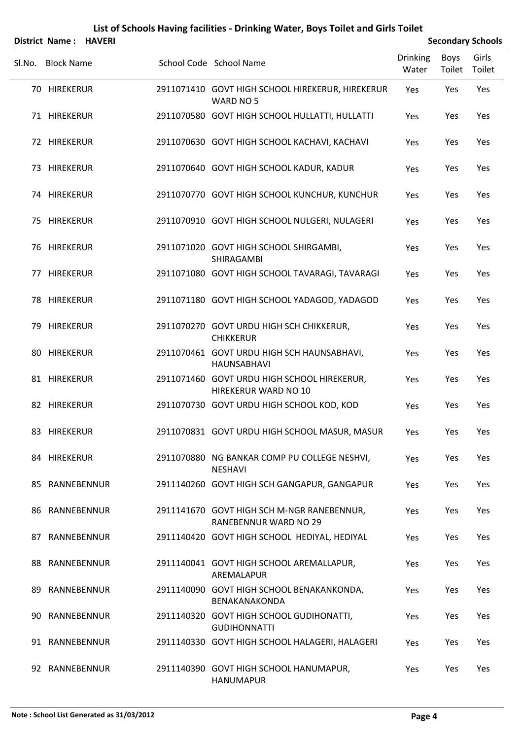# List of Schools Having facilities - Drinking Water, Boys Toilet and Girls Toilet

**District Name : HAVERI** | **Secondary Schools**

| Sl.No. | Block Name | School Code | School Name | Drinking Water | Boys Toilet | Girls Toilet |
|---|---|---|---|---|---|---|
| 70 | HIREKERUR | 2911071410 | GOVT HIGH SCHOOL HIREKERUR, HIREKERUR WARD NO 5 | Yes | Yes | Yes |
| 71 | HIREKERUR | 2911070580 | GOVT HIGH SCHOOL HULLATTI, HULLATTI | Yes | Yes | Yes |
| 72 | HIREKERUR | 2911070630 | GOVT HIGH SCHOOL KACHAVI, KACHAVI | Yes | Yes | Yes |
| 73 | HIREKERUR | 2911070640 | GOVT HIGH SCHOOL KADUR, KADUR | Yes | Yes | Yes |
| 74 | HIREKERUR | 2911070770 | GOVT HIGH SCHOOL KUNCHUR, KUNCHUR | Yes | Yes | Yes |
| 75 | HIREKERUR | 2911070910 | GOVT HIGH SCHOOL NULGERI, NULAGERI | Yes | Yes | Yes |
| 76 | HIREKERUR | 2911071020 | GOVT HIGH SCHOOL SHIRGAMBI, SHIRAGAMBI | Yes | Yes | Yes |
| 77 | HIREKERUR | 2911071080 | GOVT HIGH SCHOOL TAVARAGI, TAVARAGI | Yes | Yes | Yes |
| 78 | HIREKERUR | 2911071180 | GOVT HIGH SCHOOL YADAGOD, YADAGOD | Yes | Yes | Yes |
| 79 | HIREKERUR | 2911070270 | GOVT URDU HIGH SCH CHIKKERUR, CHIKKERUR | Yes | Yes | Yes |
| 80 | HIREKERUR | 2911070461 | GOVT URDU HIGH SCH HAUNSABHAVI, HAUNSABHAVI | Yes | Yes | Yes |
| 81 | HIREKERUR | 2911071460 | GOVT URDU HIGH SCHOOL HIREKERUR, HIREKERUR WARD NO 10 | Yes | Yes | Yes |
| 82 | HIREKERUR | 2911070730 | GOVT URDU HIGH SCHOOL KOD, KOD | Yes | Yes | Yes |
| 83 | HIREKERUR | 2911070831 | GOVT URDU HIGH SCHOOL MASUR, MASUR | Yes | Yes | Yes |
| 84 | HIREKERUR | 2911070880 | NG BANKAR COMP PU COLLEGE NESHVI, NESHAVI | Yes | Yes | Yes |
| 85 | RANNEBENNUR | 2911140260 | GOVT HIGH SCH GANGAPUR, GANGAPUR | Yes | Yes | Yes |
| 86 | RANNEBENNUR | 2911141670 | GOVT HIGH SCH M-NGR RANEBENNUR, RANEBENNUR WARD NO 29 | Yes | Yes | Yes |
| 87 | RANNEBENNUR | 2911140420 | GOVT HIGH SCHOOL HEDIYAL, HEDIYAL | Yes | Yes | Yes |
| 88 | RANNEBENNUR | 2911140041 | GOVT HIGH SCHOOL AREMALLAPUR, AREMALAPUR | Yes | Yes | Yes |
| 89 | RANNEBENNUR | 2911140090 | GOVT HIGH SCHOOL BENAKANKONDA, BENAKANAKONDA | Yes | Yes | Yes |
| 90 | RANNEBENNUR | 2911140320 | GOVT HIGH SCHOOL GUDIHONATTI, GUDIHONNATTI | Yes | Yes | Yes |
| 91 | RANNEBENNUR | 2911140330 | GOVT HIGH SCHOOL HALAGERI, HALAGERI | Yes | Yes | Yes |
| 92 | RANNEBENNUR | 2911140390 | GOVT HIGH SCHOOL HANUMAPUR, HANUMAPUR | Yes | Yes | Yes |

**Note : School List Generated as 31/03/2012**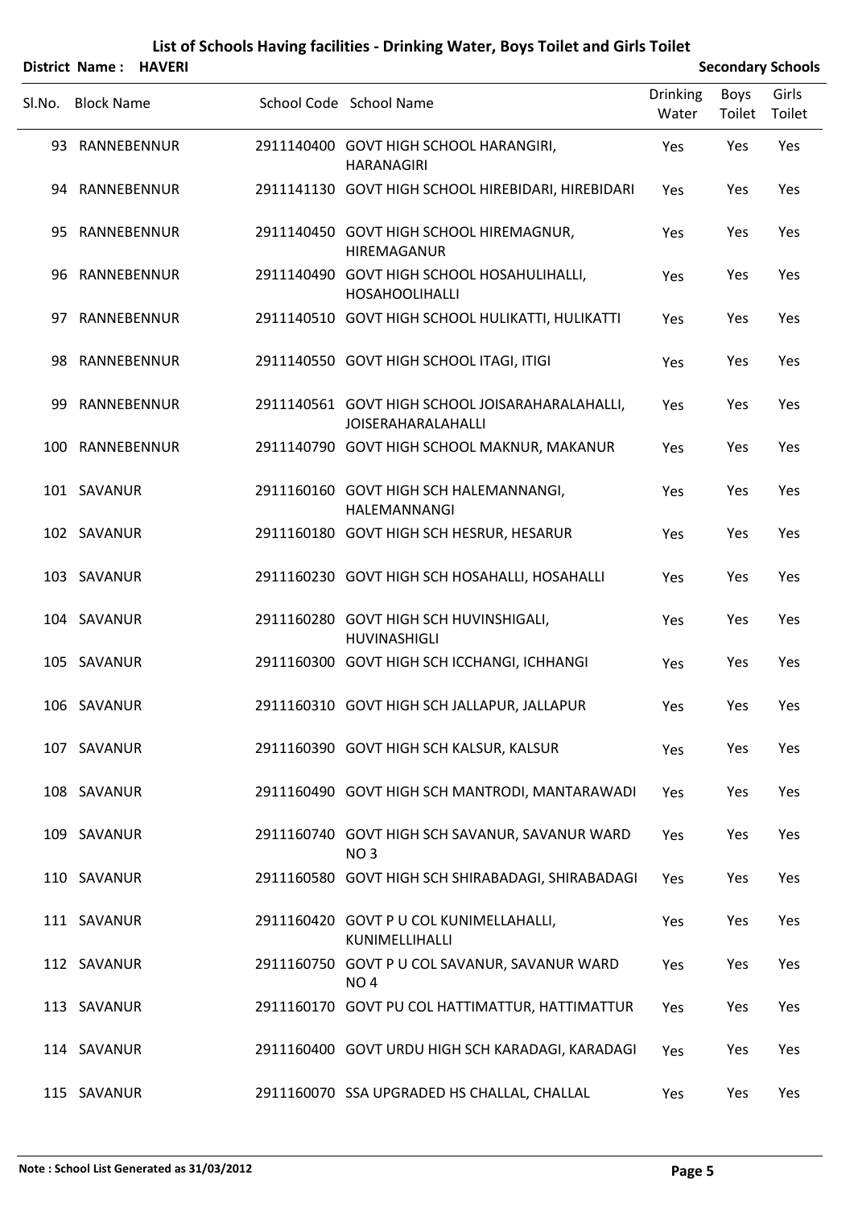# List of Schools Having facilities - Drinking Water, Boys Toilet and Girls Toilet

**District Name : HAVERI** | **Secondary Schools**

| Sl.No. | Block Name | School Code | School Name | Drinking Water | Boys Toilet | Girls Toilet |
|---|---|---|---|---|---|---|
| 93 | RANNEBENNUR | 2911140400 | GOVT HIGH SCHOOL HARANGIRI, HARANAGIRI | Yes | Yes | Yes |
| 94 | RANNEBENNUR | 2911141130 | GOVT HIGH SCHOOL HIREBIDARI, HIREBIDARI | Yes | Yes | Yes |
| 95 | RANNEBENNUR | 2911140450 | GOVT HIGH SCHOOL HIREMAGNUR, HIREMAGANUR | Yes | Yes | Yes |
| 96 | RANNEBENNUR | 2911140490 | GOVT HIGH SCHOOL HOSAHULIHALLI, HOSAHOOLIHALLI | Yes | Yes | Yes |
| 97 | RANNEBENNUR | 2911140510 | GOVT HIGH SCHOOL HULIKATTI, HULIKATTI | Yes | Yes | Yes |
| 98 | RANNEBENNUR | 2911140550 | GOVT HIGH SCHOOL ITAGI, ITIGI | Yes | Yes | Yes |
| 99 | RANNEBENNUR | 2911140561 | GOVT HIGH SCHOOL JOISARAHARALAHALLI, JOISERAHARALAHALLI | Yes | Yes | Yes |
| 100 | RANNEBENNUR | 2911140790 | GOVT HIGH SCHOOL MAKNUR, MAKANUR | Yes | Yes | Yes |
| 101 | SAVANUR | 2911160160 | GOVT HIGH SCH HALEMANNANGI, HALEMANNANGI | Yes | Yes | Yes |
| 102 | SAVANUR | 2911160180 | GOVT HIGH SCH HESRUR, HESARUR | Yes | Yes | Yes |
| 103 | SAVANUR | 2911160230 | GOVT HIGH SCH HOSAHALLI, HOSAHALLI | Yes | Yes | Yes |
| 104 | SAVANUR | 2911160280 | GOVT HIGH SCH HUVINSHIGALI, HUVINASHIGLI | Yes | Yes | Yes |
| 105 | SAVANUR | 2911160300 | GOVT HIGH SCH ICCHANGI, ICHHANGI | Yes | Yes | Yes |
| 106 | SAVANUR | 2911160310 | GOVT HIGH SCH JALLAPUR, JALLAPUR | Yes | Yes | Yes |
| 107 | SAVANUR | 2911160390 | GOVT HIGH SCH KALSUR, KALSUR | Yes | Yes | Yes |
| 108 | SAVANUR | 2911160490 | GOVT HIGH SCH MANTRODI, MANTARAWADI | Yes | Yes | Yes |
| 109 | SAVANUR | 2911160740 | GOVT HIGH SCH SAVANUR, SAVANUR WARD NO 3 | Yes | Yes | Yes |
| 110 | SAVANUR | 2911160580 | GOVT HIGH SCH SHIRABADAGI, SHIRABADAGI | Yes | Yes | Yes |
| 111 | SAVANUR | 2911160420 | GOVT P U COL KUNIMELLAHALLI, KUNIMELLIHALLI | Yes | Yes | Yes |
| 112 | SAVANUR | 2911160750 | GOVT P U COL SAVANUR, SAVANUR WARD NO 4 | Yes | Yes | Yes |
| 113 | SAVANUR | 2911160170 | GOVT PU COL HATTIMATTUR, HATTIMATTUR | Yes | Yes | Yes |
| 114 | SAVANUR | 2911160400 | GOVT URDU HIGH SCH KARADAGI, KARADAGI | Yes | Yes | Yes |
| 115 | SAVANUR | 2911160070 | SSA UPGRADED HS CHALLAL, CHALLAL | Yes | Yes | Yes |

**Note : School List Generated as 31/03/2012**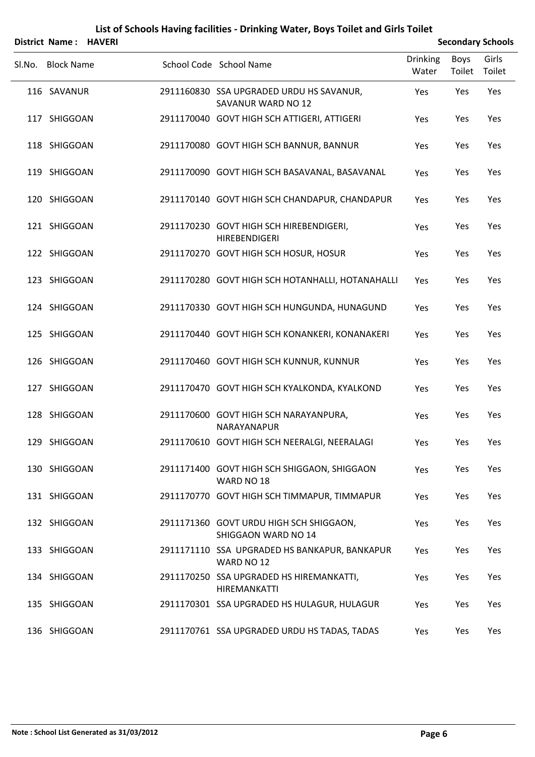## List of Schools Having facilities - Drinking Water, Boys Toilet and Girls Toilet

**District Name : HAVERI** **Secondary Schools**

| Sl.No. | Block Name | School Code | School Name | Drinking Water | Boys Toilet | Girls Toilet |
|---|---|---|---|---|---|---|
| 116 | SAVANUR | 2911160830 | SSA UPGRADED URDU HS SAVANUR, SAVANUR WARD NO 12 | Yes | Yes | Yes |
| 117 | SHIGGOAN | 2911170040 | GOVT HIGH SCH ATTIGERI, ATTIGERI | Yes | Yes | Yes |
| 118 | SHIGGOAN | 2911170080 | GOVT HIGH SCH BANNUR, BANNUR | Yes | Yes | Yes |
| 119 | SHIGGOAN | 2911170090 | GOVT HIGH SCH BASAVANAL, BASAVANAL | Yes | Yes | Yes |
| 120 | SHIGGOAN | 2911170140 | GOVT HIGH SCH CHANDAPUR, CHANDAPUR | Yes | Yes | Yes |
| 121 | SHIGGOAN | 2911170230 | GOVT HIGH SCH HIREBENDIGERI, HIREBENDIGERI | Yes | Yes | Yes |
| 122 | SHIGGOAN | 2911170270 | GOVT HIGH SCH HOSUR, HOSUR | Yes | Yes | Yes |
| 123 | SHIGGOAN | 2911170280 | GOVT HIGH SCH HOTANHALLI, HOTANAHALLI | Yes | Yes | Yes |
| 124 | SHIGGOAN | 2911170330 | GOVT HIGH SCH HUNGUNDA, HUNAGUND | Yes | Yes | Yes |
| 125 | SHIGGOAN | 2911170440 | GOVT HIGH SCH KONANKERI, KONANAKERI | Yes | Yes | Yes |
| 126 | SHIGGOAN | 2911170460 | GOVT HIGH SCH KUNNUR, KUNNUR | Yes | Yes | Yes |
| 127 | SHIGGOAN | 2911170470 | GOVT HIGH SCH KYALKONDA, KYALKOND | Yes | Yes | Yes |
| 128 | SHIGGOAN | 2911170600 | GOVT HIGH SCH NARAYANPURA, NARAYANAPUR | Yes | Yes | Yes |
| 129 | SHIGGOAN | 2911170610 | GOVT HIGH SCH NEERALGI, NEERALAGI | Yes | Yes | Yes |
| 130 | SHIGGOAN | 2911171400 | GOVT HIGH SCH SHIGGAON, SHIGGAON WARD NO 18 | Yes | Yes | Yes |
| 131 | SHIGGOAN | 2911170770 | GOVT HIGH SCH TIMMAPUR, TIMMAPUR | Yes | Yes | Yes |
| 132 | SHIGGOAN | 2911171360 | GOVT URDU HIGH SCH SHIGGAON, SHIGGAON WARD NO 14 | Yes | Yes | Yes |
| 133 | SHIGGOAN | 2911171110 | SSA UPGRADED HS BANKAPUR, BANKAPUR WARD NO 12 | Yes | Yes | Yes |
| 134 | SHIGGOAN | 2911170250 | SSA UPGRADED HS HIREMANKATTI, HIREMANKATTI | Yes | Yes | Yes |
| 135 | SHIGGOAN | 2911170301 | SSA UPGRADED HS HULAGUR, HULAGUR | Yes | Yes | Yes |
| 136 | SHIGGOAN | 2911170761 | SSA UPGRADED URDU HS TADAS, TADAS | Yes | Yes | Yes |

**Note : School List Generated as 31/03/2012**